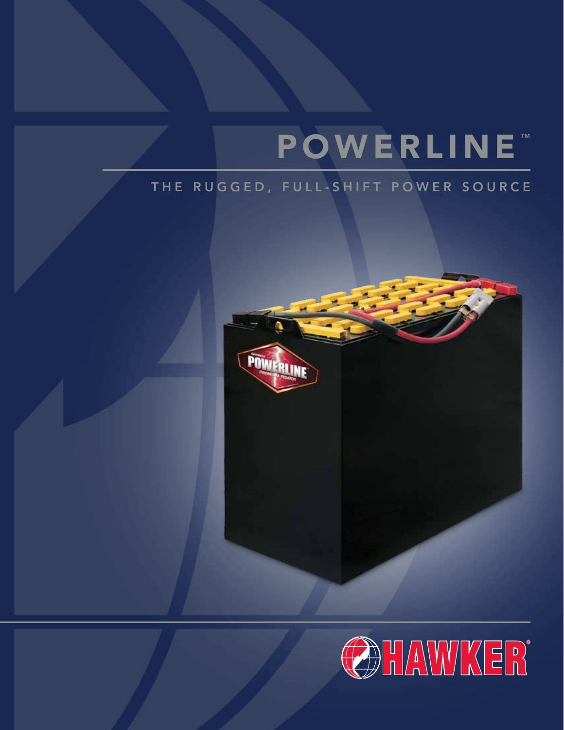# POWERLINE™

## THE RUGGED, FULL-SHIFT POWER SOURCE

HAWKER®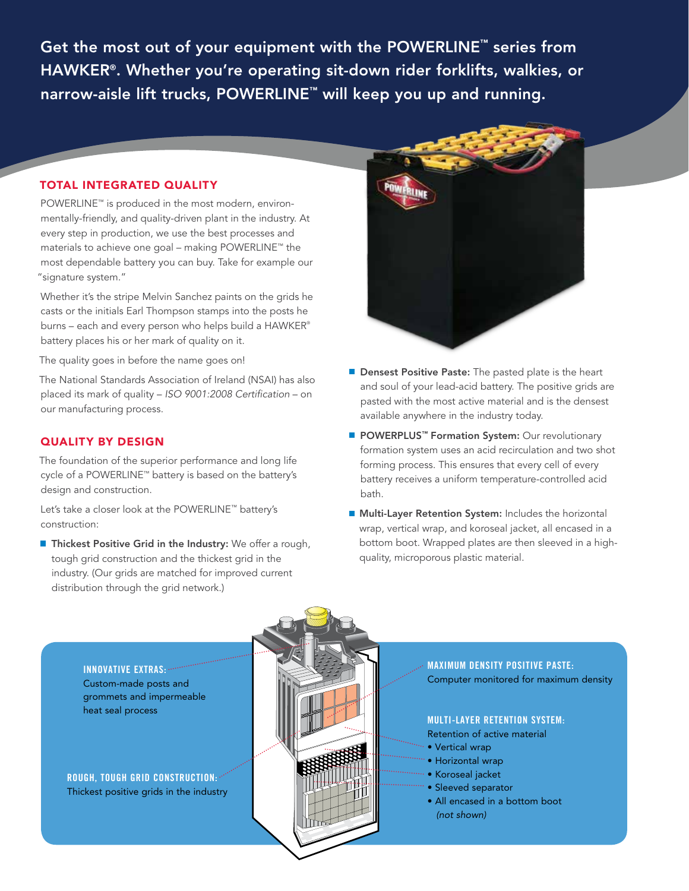Get the most out of your equipment with the POWERLINE™ series from HAWKER®. Whether you're operating sit-down rider forklifts, walkies, or narrow-aisle lift trucks, POWERLINE™ will keep you up and running.

## TOTAL INTEGRATED QUALITY

POWERLINE™ is produced in the most modern, environmentally-friendly, and quality-driven plant in the industry. At every step in production, we use the best processes and materials to achieve one goal – making POWERLINE™ the most dependable battery you can buy. Take for example our "signature system."

Whether it's the stripe Melvin Sanchez paints on the grids he casts or the initials Earl Thompson stamps into the posts he burns – each and every person who helps build a HAWKER® battery places his or her mark of quality on it.

The quality goes in before the name goes on!

The National Standards Association of Ireland (NSAI) has also placed its mark of quality – *ISO 9001:2008 Certification* – on our manufacturing process.

## QUALITY BY DESIGN

The foundation of the superior performance and long life cycle of a POWERLINE™ battery is based on the battery's design and construction.

Let's take a closer look at the POWERLINE™ battery's construction:

- **Thickest Positive Grid in the Industry:** We offer a rough, tough grid construction and the thickest grid in the industry. (Our grids are matched for improved current distribution through the grid network.)
- **Densest Positive Paste:** The pasted plate is the heart and soul of your lead-acid battery. The positive grids are pasted with the most active material and is the densest available anywhere in the industry today.
- **POWERPLUS™ Formation System:** Our revolutionary formation system uses an acid recirculation and two shot forming process. This ensures that every cell of every battery receives a uniform temperature-controlled acid bath.
- **Multi-Layer Retention System:** Includes the horizontal wrap, vertical wrap, and koroseal jacket, all encased in a bottom boot. Wrapped plates are then sleeved in a high-quality, microporous plastic material.

**INNOVATIVE EXTRAS:**
Custom-made posts and grommets and impermeable heat seal process

**ROUGH, TOUGH GRID CONSTRUCTION:**
Thickest positive grids in the industry

**MAXIMUM DENSITY POSITIVE PASTE:**
Computer monitored for maximum density

**MULTI-LAYER RETENTION SYSTEM:**
Retention of active material
- Vertical wrap
- Horizontal wrap
- Koroseal jacket
- Sleeved separator
- All encased in a bottom boot *(not shown)*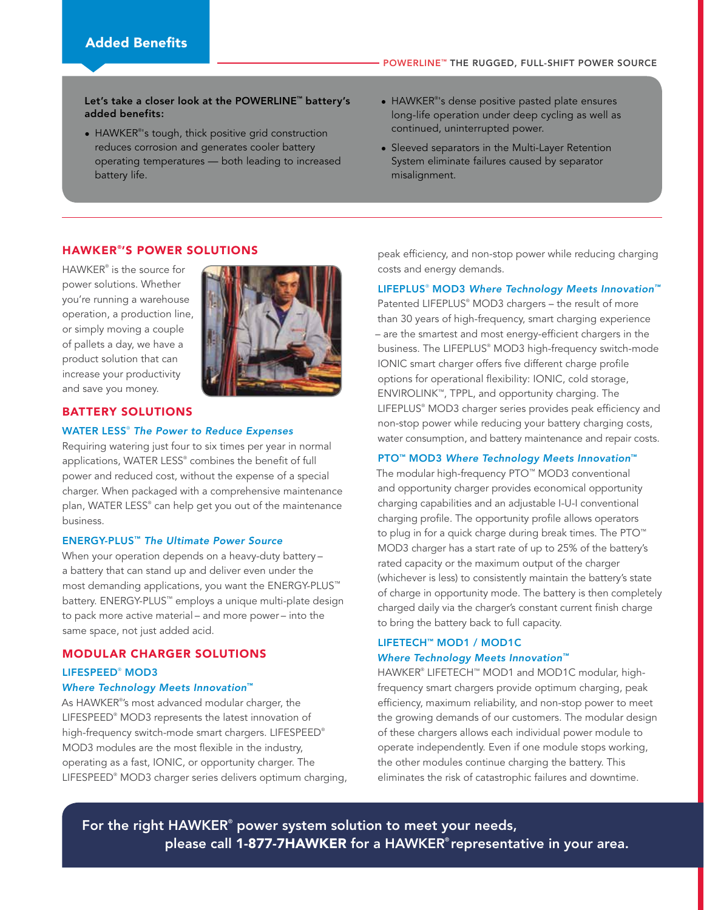## Added Benefits

POWERLINE™ THE RUGGED, FULL-SHIFT POWER SOURCE

**Let's take a closer look at the POWERLINE™ battery's added benefits:**

- HAWKER®'s tough, thick positive grid construction reduces corrosion and generates cooler battery operating temperatures — both leading to increased battery life.
- HAWKER®'s dense positive pasted plate ensures long-life operation under deep cycling as well as continued, uninterrupted power.
- Sleeved separators in the Multi-Layer Retention System eliminate failures caused by separator misalignment.

## HAWKER®'S POWER SOLUTIONS

HAWKER® is the source for power solutions. Whether you're running a warehouse operation, a production line, or simply moving a couple of pallets a day, we have a product solution that can increase your productivity and save you money.

## BATTERY SOLUTIONS

### WATER LESS® *The Power to Reduce Expenses*

Requiring watering just four to six times per year in normal applications, WATER LESS® combines the benefit of full power and reduced cost, without the expense of a special charger. When packaged with a comprehensive maintenance plan, WATER LESS® can help get you out of the maintenance business.

### ENERGY-PLUS™ *The Ultimate Power Source*

When your operation depends on a heavy-duty battery – a battery that can stand up and deliver even under the most demanding applications, you want the ENERGY-PLUS™ battery. ENERGY-PLUS™ employs a unique multi-plate design to pack more active material – and more power – into the same space, not just added acid.

## MODULAR CHARGER SOLUTIONS

### LIFESPEED® MOD3 *Where Technology Meets Innovation™*

As HAWKER®'s most advanced modular charger, the LIFESPEED® MOD3 represents the latest innovation of high-frequency switch-mode smart chargers. LIFESPEED® MOD3 modules are the most flexible in the industry, operating as a fast, IONIC, or opportunity charger. The LIFESPEED® MOD3 charger series delivers optimum charging, peak efficiency, and non-stop power while reducing charging costs and energy demands.

### LIFEPLUS® MOD3 *Where Technology Meets Innovation™*

Patented LIFEPLUS® MOD3 chargers – the result of more than 30 years of high-frequency, smart charging experience – are the smartest and most energy-efficient chargers in the business. The LIFEPLUS® MOD3 high-frequency switch-mode IONIC smart charger offers five different charge profile options for operational flexibility: IONIC, cold storage, ENVIROLINK™, TPPL, and opportunity charging. The LIFEPLUS® MOD3 charger series provides peak efficiency and non-stop power while reducing your battery charging costs, water consumption, and battery maintenance and repair costs.

### PTO™ MOD3 *Where Technology Meets Innovation™*

The modular high-frequency PTO™ MOD3 conventional and opportunity charger provides economical opportunity charging capabilities and an adjustable I-U-I conventional charging profile. The opportunity profile allows operators to plug in for a quick charge during break times. The PTO™ MOD3 charger has a start rate of up to 25% of the battery's rated capacity or the maximum output of the charger (whichever is less) to consistently maintain the battery's state of charge in opportunity mode. The battery is then completely charged daily via the charger's constant current finish charge to bring the battery back to full capacity.

### LIFETECH™ MOD1 / MOD1C *Where Technology Meets Innovation™*

HAWKER® LIFETECH™ MOD1 and MOD1C modular, high-frequency smart chargers provide optimum charging, peak efficiency, maximum reliability, and non-stop power to meet the growing demands of our customers. The modular design of these chargers allows each individual power module to operate independently. Even if one module stops working, the other modules continue charging the battery. This eliminates the risk of catastrophic failures and downtime.

**For the right HAWKER® power system solution to meet your needs, please call 1-877-7HAWKER for a HAWKER® representative in your area.**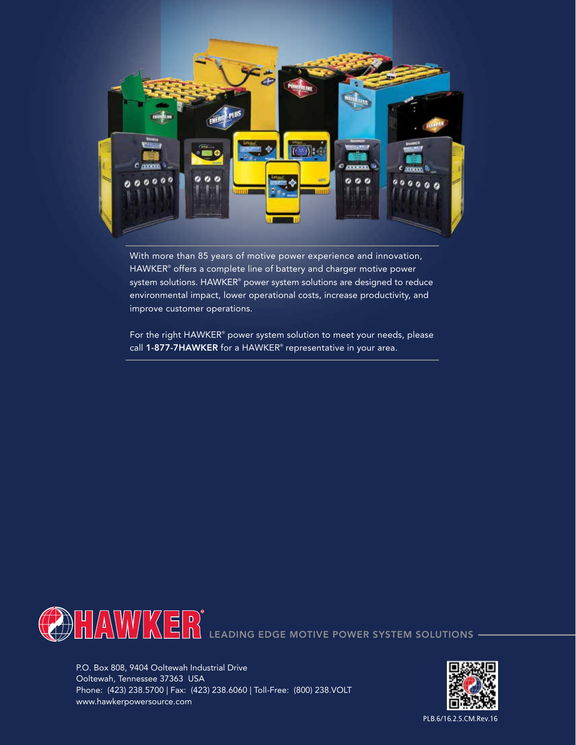With more than 85 years of motive power experience and innovation, HAWKER® offers a complete line of battery and charger motive power system solutions. HAWKER® power system solutions are designed to reduce environmental impact, lower operational costs, increase productivity, and improve customer operations.

For the right HAWKER® power system solution to meet your needs, please call **1-877-7HAWKER** for a HAWKER® representative in your area.

**HAWKER®** LEADING EDGE MOTIVE POWER SYSTEM SOLUTIONS

P.O. Box 808, 9404 Ooltewah Industrial Drive
Ooltewah, Tennessee 37363 USA
Phone: (423) 238.5700 | Fax: (423) 238.6060 | Toll-Free: (800) 238.VOLT
www.hawkerpowersource.com

PLB.6/16.2.5.CM.Rev.16